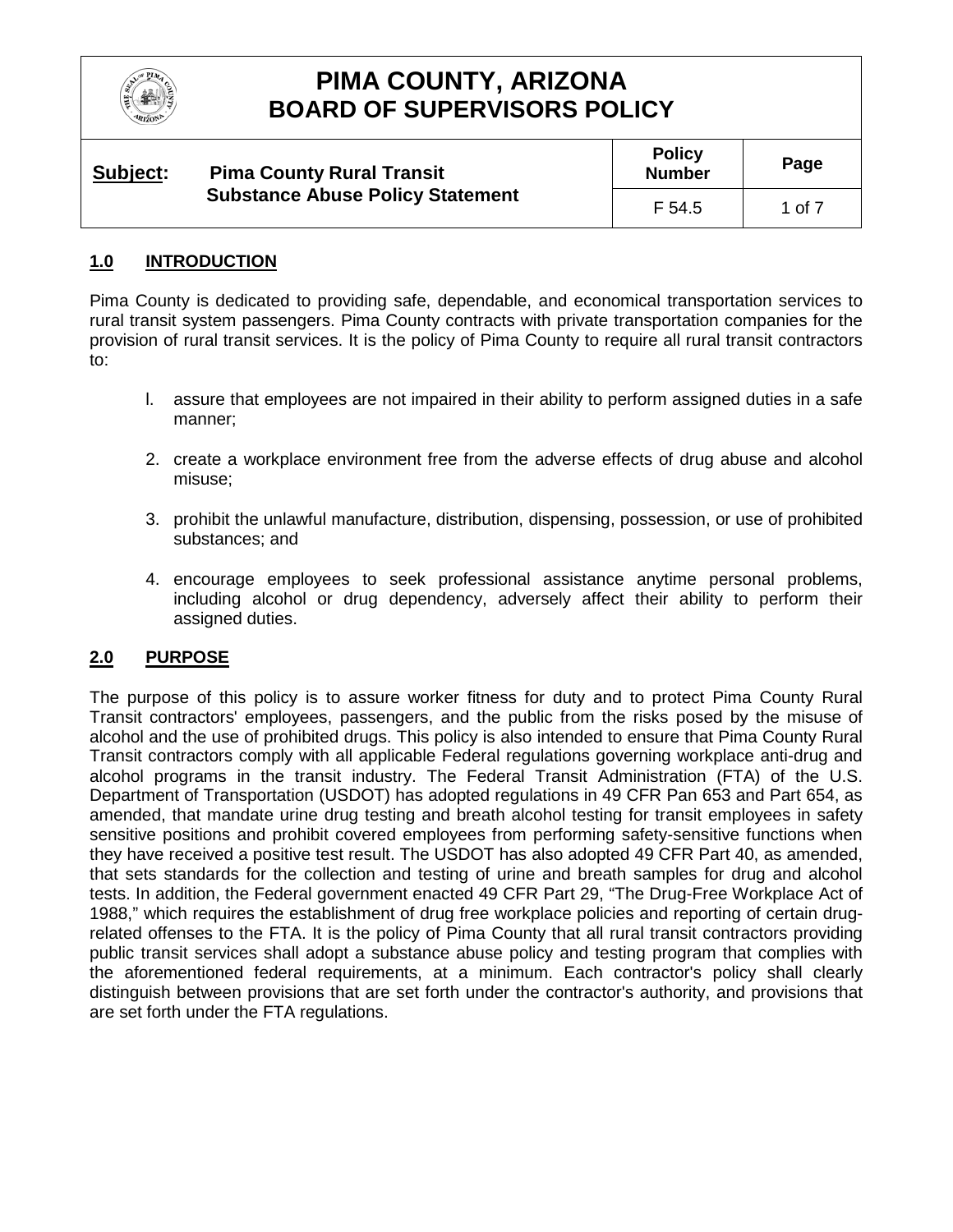# PIMA COUNTY, ARIZONA
# BOARD OF SUPERVISORS POLICY

| **Subject:** Pima County Rural Transit Substance Abuse Policy Statement | **Policy Number** | **Page** |
|---|---|---|
| | F 54.5 | 1 of 7 |

## 1.0 INTRODUCTION

Pima County is dedicated to providing safe, dependable, and economical transportation services to rural transit system passengers. Pima County contracts with private transportation companies for the provision of rural transit services. It is the policy of Pima County to require all rural transit contractors to:

l. assure that employees are not impaired in their ability to perform assigned duties in a safe manner;

2. create a workplace environment free from the adverse effects of drug abuse and alcohol misuse;

3. prohibit the unlawful manufacture, distribution, dispensing, possession, or use of prohibited substances; and

4. encourage employees to seek professional assistance anytime personal problems, including alcohol or drug dependency, adversely affect their ability to perform their assigned duties.

## 2.0 PURPOSE

The purpose of this policy is to assure worker fitness for duty and to protect Pima County Rural Transit contractors' employees, passengers, and the public from the risks posed by the misuse of alcohol and the use of prohibited drugs. This policy is also intended to ensure that Pima County Rural Transit contractors comply with all applicable Federal regulations governing workplace anti-drug and alcohol programs in the transit industry. The Federal Transit Administration (FTA) of the U.S. Department of Transportation (USDOT) has adopted regulations in 49 CFR Pan 653 and Part 654, as amended, that mandate urine drug testing and breath alcohol testing for transit employees in safety sensitive positions and prohibit covered employees from performing safety-sensitive functions when they have received a positive test result. The USDOT has also adopted 49 CFR Part 40, as amended, that sets standards for the collection and testing of urine and breath samples for drug and alcohol tests. In addition, the Federal government enacted 49 CFR Part 29, "The Drug-Free Workplace Act of 1988," which requires the establishment of drug free workplace policies and reporting of certain drug-related offenses to the FTA. It is the policy of Pima County that all rural transit contractors providing public transit services shall adopt a substance abuse policy and testing program that complies with the aforementioned federal requirements, at a minimum. Each contractor's policy shall clearly distinguish between provisions that are set forth under the contractor's authority, and provisions that are set forth under the FTA regulations.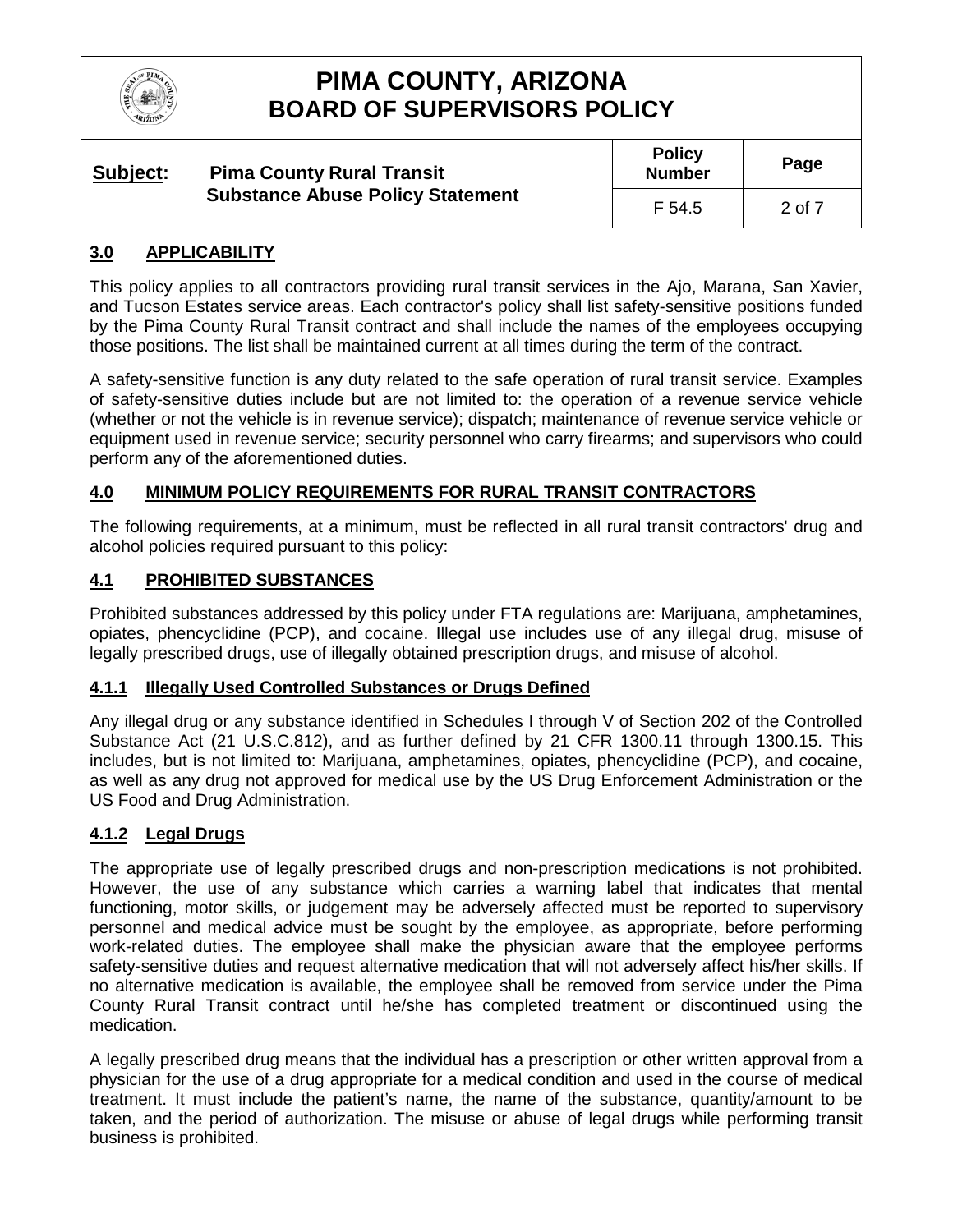## 3.0 APPLICABILITY

This policy applies to all contractors providing rural transit services in the Ajo, Marana, San Xavier, and Tucson Estates service areas. Each contractor's policy shall list safety-sensitive positions funded by the Pima County Rural Transit contract and shall include the names of the employees occupying those positions. The list shall be maintained current at all times during the term of the contract.

A safety-sensitive function is any duty related to the safe operation of rural transit service. Examples of safety-sensitive duties include but are not limited to: the operation of a revenue service vehicle (whether or not the vehicle is in revenue service); dispatch; maintenance of revenue service vehicle or equipment used in revenue service; security personnel who carry firearms; and supervisors who could perform any of the aforementioned duties.

## 4.0 MINIMUM POLICY REQUIREMENTS FOR RURAL TRANSIT CONTRACTORS

The following requirements, at a minimum, must be reflected in all rural transit contractors' drug and alcohol policies required pursuant to this policy:

### 4.1 PROHIBITED SUBSTANCES

Prohibited substances addressed by this policy under FTA regulations are: Marijuana, amphetamines, opiates, phencyclidine (PCP), and cocaine. Illegal use includes use of any illegal drug, misuse of legally prescribed drugs, use of illegally obtained prescription drugs, and misuse of alcohol.

#### 4.1.1 Illegally Used Controlled Substances or Drugs Defined

Any illegal drug or any substance identified in Schedules I through V of Section 202 of the Controlled Substance Act (21 U.S.C.812), and as further defined by 21 CFR 1300.11 through 1300.15. This includes, but is not limited to: Marijuana, amphetamines, opiates, phencyclidine (PCP), and cocaine, as well as any drug not approved for medical use by the US Drug Enforcement Administration or the US Food and Drug Administration.

#### 4.1.2 Legal Drugs

The appropriate use of legally prescribed drugs and non-prescription medications is not prohibited. However, the use of any substance which carries a warning label that indicates that mental functioning, motor skills, or judgement may be adversely affected must be reported to supervisory personnel and medical advice must be sought by the employee, as appropriate, before performing work-related duties. The employee shall make the physician aware that the employee performs safety-sensitive duties and request alternative medication that will not adversely affect his/her skills. If no alternative medication is available, the employee shall be removed from service under the Pima County Rural Transit contract until he/she has completed treatment or discontinued using the medication.

A legally prescribed drug means that the individual has a prescription or other written approval from a physician for the use of a drug appropriate for a medical condition and used in the course of medical treatment. It must include the patient's name, the name of the substance, quantity/amount to be taken, and the period of authorization. The misuse or abuse of legal drugs while performing transit business is prohibited.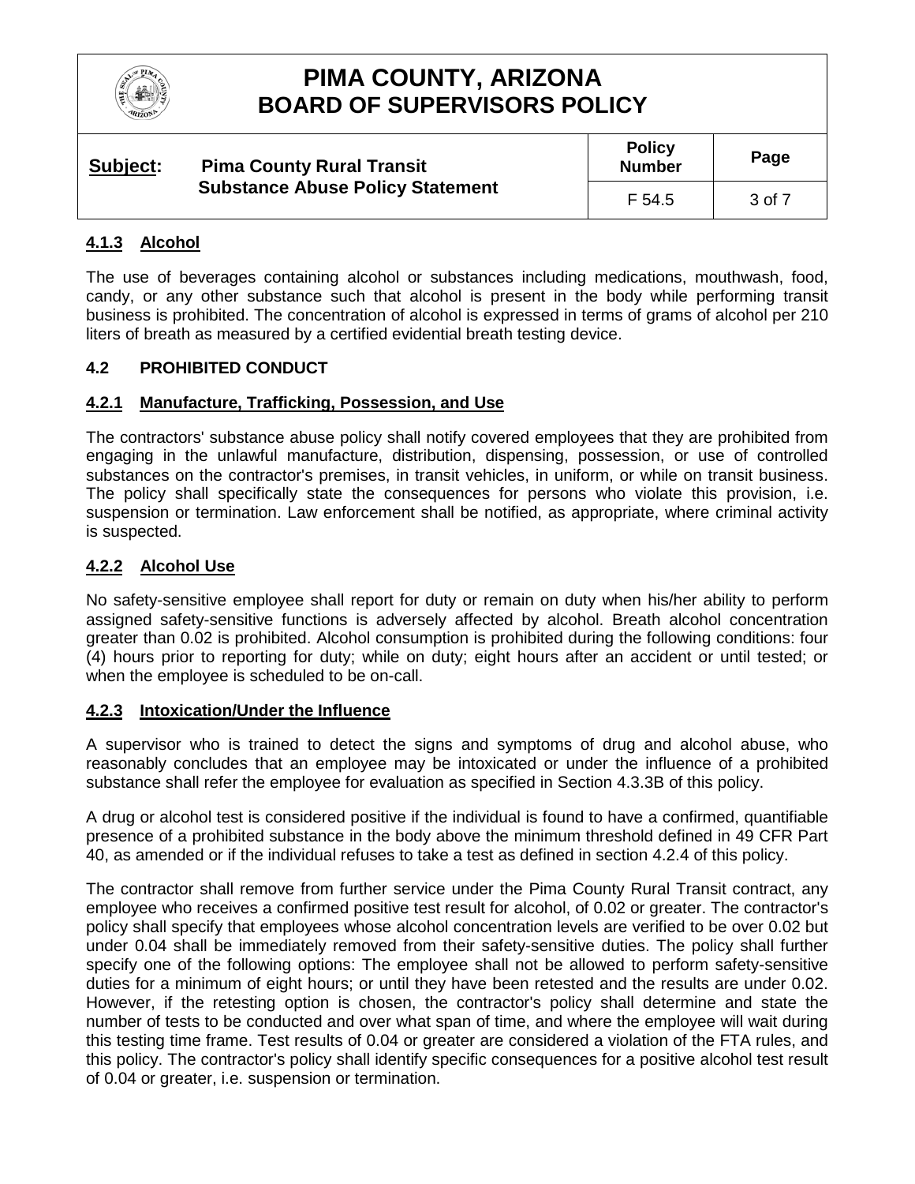#### 4.1.3 Alcohol

The use of beverages containing alcohol or substances including medications, mouthwash, food, candy, or any other substance such that alcohol is present in the body while performing transit business is prohibited. The concentration of alcohol is expressed in terms of grams of alcohol per 210 liters of breath as measured by a certified evidential breath testing device.

### 4.2 PROHIBITED CONDUCT

#### 4.2.1 Manufacture, Trafficking, Possession, and Use

The contractors' substance abuse policy shall notify covered employees that they are prohibited from engaging in the unlawful manufacture, distribution, dispensing, possession, or use of controlled substances on the contractor's premises, in transit vehicles, in uniform, or while on transit business. The policy shall specifically state the consequences for persons who violate this provision, i.e. suspension or termination. Law enforcement shall be notified, as appropriate, where criminal activity is suspected.

#### 4.2.2 Alcohol Use

No safety-sensitive employee shall report for duty or remain on duty when his/her ability to perform assigned safety-sensitive functions is adversely affected by alcohol. Breath alcohol concentration greater than 0.02 is prohibited. Alcohol consumption is prohibited during the following conditions: four (4) hours prior to reporting for duty; while on duty; eight hours after an accident or until tested; or when the employee is scheduled to be on-call.

#### 4.2.3 Intoxication/Under the Influence

A supervisor who is trained to detect the signs and symptoms of drug and alcohol abuse, who reasonably concludes that an employee may be intoxicated or under the influence of a prohibited substance shall refer the employee for evaluation as specified in Section 4.3.3B of this policy.

A drug or alcohol test is considered positive if the individual is found to have a confirmed, quantifiable presence of a prohibited substance in the body above the minimum threshold defined in 49 CFR Part 40, as amended or if the individual refuses to take a test as defined in section 4.2.4 of this policy.

The contractor shall remove from further service under the Pima County Rural Transit contract, any employee who receives a confirmed positive test result for alcohol, of 0.02 or greater. The contractor's policy shall specify that employees whose alcohol concentration levels are verified to be over 0.02 but under 0.04 shall be immediately removed from their safety-sensitive duties. The policy shall further specify one of the following options: The employee shall not be allowed to perform safety-sensitive duties for a minimum of eight hours; or until they have been retested and the results are under 0.02. However, if the retesting option is chosen, the contractor's policy shall determine and state the number of tests to be conducted and over what span of time, and where the employee will wait during this testing time frame. Test results of 0.04 or greater are considered a violation of the FTA rules, and this policy. The contractor's policy shall identify specific consequences for a positive alcohol test result of 0.04 or greater, i.e. suspension or termination.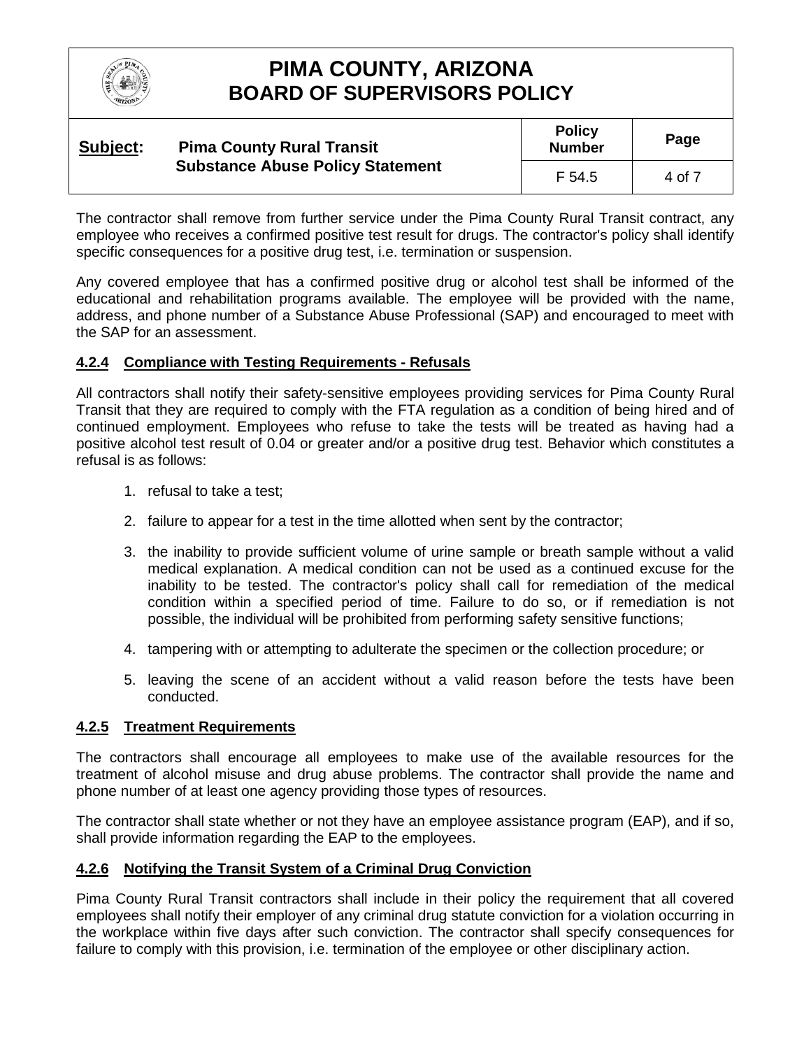The contractor shall remove from further service under the Pima County Rural Transit contract, any employee who receives a confirmed positive test result for drugs. The contractor's policy shall identify specific consequences for a positive drug test, i.e. termination or suspension.

Any covered employee that has a confirmed positive drug or alcohol test shall be informed of the educational and rehabilitation programs available. The employee will be provided with the name, address, and phone number of a Substance Abuse Professional (SAP) and encouraged to meet with the SAP for an assessment.

### 4.2.4 Compliance with Testing Requirements - Refusals

All contractors shall notify their safety-sensitive employees providing services for Pima County Rural Transit that they are required to comply with the FTA regulation as a condition of being hired and of continued employment. Employees who refuse to take the tests will be treated as having had a positive alcohol test result of 0.04 or greater and/or a positive drug test. Behavior which constitutes a refusal is as follows:

1. refusal to take a test;
2. failure to appear for a test in the time allotted when sent by the contractor;
3. the inability to provide sufficient volume of urine sample or breath sample without a valid medical explanation. A medical condition can not be used as a continued excuse for the inability to be tested. The contractor's policy shall call for remediation of the medical condition within a specified period of time. Failure to do so, or if remediation is not possible, the individual will be prohibited from performing safety sensitive functions;
4. tampering with or attempting to adulterate the specimen or the collection procedure; or
5. leaving the scene of an accident without a valid reason before the tests have been conducted.

### 4.2.5 Treatment Requirements

The contractors shall encourage all employees to make use of the available resources for the treatment of alcohol misuse and drug abuse problems. The contractor shall provide the name and phone number of at least one agency providing those types of resources.

The contractor shall state whether or not they have an employee assistance program (EAP), and if so, shall provide information regarding the EAP to the employees.

### 4.2.6 Notifying the Transit System of a Criminal Drug Conviction

Pima County Rural Transit contractors shall include in their policy the requirement that all covered employees shall notify their employer of any criminal drug statute conviction for a violation occurring in the workplace within five days after such conviction. The contractor shall specify consequences for failure to comply with this provision, i.e. termination of the employee or other disciplinary action.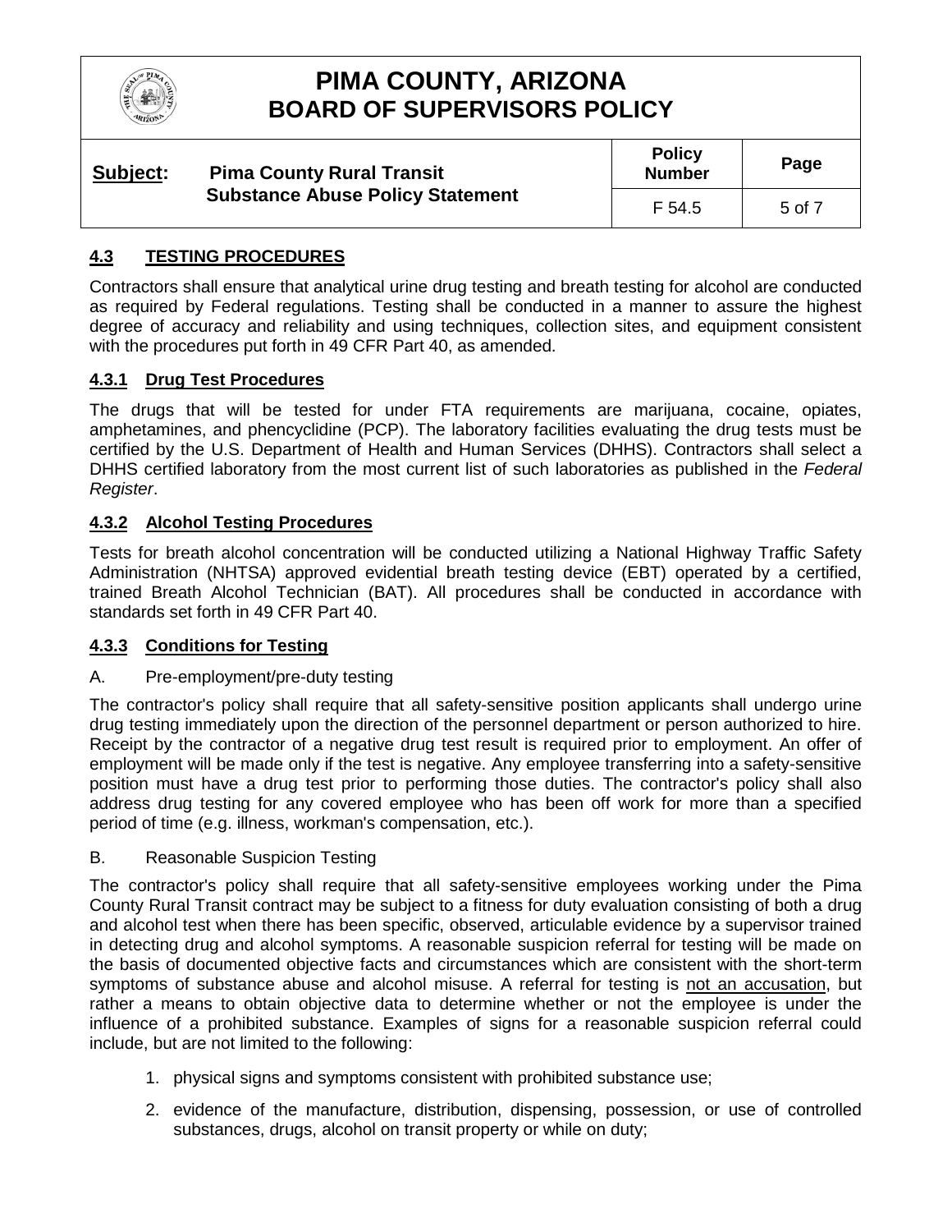## 4.3 TESTING PROCEDURES

Contractors shall ensure that analytical urine drug testing and breath testing for alcohol are conducted as required by Federal regulations. Testing shall be conducted in a manner to assure the highest degree of accuracy and reliability and using techniques, collection sites, and equipment consistent with the procedures put forth in 49 CFR Part 40, as amended.

### 4.3.1 Drug Test Procedures

The drugs that will be tested for under FTA requirements are marijuana, cocaine, opiates, amphetamines, and phencyclidine (PCP). The laboratory facilities evaluating the drug tests must be certified by the U.S. Department of Health and Human Services (DHHS). Contractors shall select a DHHS certified laboratory from the most current list of such laboratories as published in the *Federal Register*.

### 4.3.2 Alcohol Testing Procedures

Tests for breath alcohol concentration will be conducted utilizing a National Highway Traffic Safety Administration (NHTSA) approved evidential breath testing device (EBT) operated by a certified, trained Breath Alcohol Technician (BAT). All procedures shall be conducted in accordance with standards set forth in 49 CFR Part 40.

### 4.3.3 Conditions for Testing

A. Pre-employment/pre-duty testing

The contractor's policy shall require that all safety-sensitive position applicants shall undergo urine drug testing immediately upon the direction of the personnel department or person authorized to hire. Receipt by the contractor of a negative drug test result is required prior to employment. An offer of employment will be made only if the test is negative. Any employee transferring into a safety-sensitive position must have a drug test prior to performing those duties. The contractor's policy shall also address drug testing for any covered employee who has been off work for more than a specified period of time (e.g. illness, workman's compensation, etc.).

B. Reasonable Suspicion Testing

The contractor's policy shall require that all safety-sensitive employees working under the Pima County Rural Transit contract may be subject to a fitness for duty evaluation consisting of both a drug and alcohol test when there has been specific, observed, articulable evidence by a supervisor trained in detecting drug and alcohol symptoms. A reasonable suspicion referral for testing will be made on the basis of documented objective facts and circumstances which are consistent with the short-term symptoms of substance abuse and alcohol misuse. A referral for testing is <u>not an accusation</u>, but rather a means to obtain objective data to determine whether or not the employee is under the influence of a prohibited substance. Examples of signs for a reasonable suspicion referral could include, but are not limited to the following:

1. physical signs and symptoms consistent with prohibited substance use;
2. evidence of the manufacture, distribution, dispensing, possession, or use of controlled substances, drugs, alcohol on transit property or while on duty;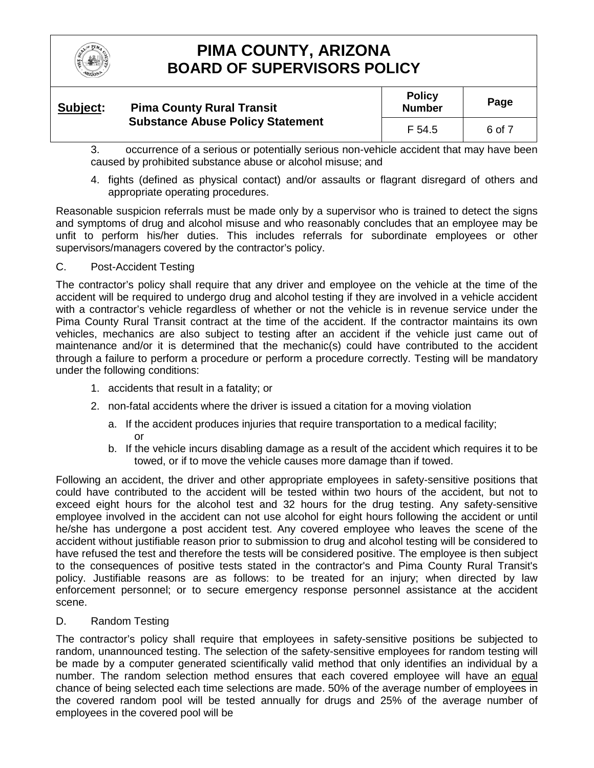3. occurrence of a serious or potentially serious non-vehicle accident that may have been caused by prohibited substance abuse or alcohol misuse; and

4. fights (defined as physical contact) and/or assaults or flagrant disregard of others and appropriate operating procedures.

Reasonable suspicion referrals must be made only by a supervisor who is trained to detect the signs and symptoms of drug and alcohol misuse and who reasonably concludes that an employee may be unfit to perform his/her duties. This includes referrals for subordinate employees or other supervisors/managers covered by the contractor's policy.

C. Post-Accident Testing

The contractor's policy shall require that any driver and employee on the vehicle at the time of the accident will be required to undergo drug and alcohol testing if they are involved in a vehicle accident with a contractor's vehicle regardless of whether or not the vehicle is in revenue service under the Pima County Rural Transit contract at the time of the accident. If the contractor maintains its own vehicles, mechanics are also subject to testing after an accident if the vehicle just came out of maintenance and/or it is determined that the mechanic(s) could have contributed to the accident through a failure to perform a procedure or perform a procedure correctly. Testing will be mandatory under the following conditions:

1. accidents that result in a fatality; or
2. non-fatal accidents where the driver is issued a citation for a moving violation
   a. If the accident produces injuries that require transportation to a medical facility; or
   b. If the vehicle incurs disabling damage as a result of the accident which requires it to be towed, or if to move the vehicle causes more damage than if towed.

Following an accident, the driver and other appropriate employees in safety-sensitive positions that could have contributed to the accident will be tested within two hours of the accident, but not to exceed eight hours for the alcohol test and 32 hours for the drug testing. Any safety-sensitive employee involved in the accident can not use alcohol for eight hours following the accident or until he/she has undergone a post accident test. Any covered employee who leaves the scene of the accident without justifiable reason prior to submission to drug and alcohol testing will be considered to have refused the test and therefore the tests will be considered positive. The employee is then subject to the consequences of positive tests stated in the contractor's and Pima County Rural Transit's policy. Justifiable reasons are as follows: to be treated for an injury; when directed by law enforcement personnel; or to secure emergency response personnel assistance at the accident scene.

D. Random Testing

The contractor's policy shall require that employees in safety-sensitive positions be subjected to random, unannounced testing. The selection of the safety-sensitive employees for random testing will be made by a computer generated scientifically valid method that only identifies an individual by a number. The random selection method ensures that each covered employee will have an equal chance of being selected each time selections are made. 50% of the average number of employees in the covered random pool will be tested annually for drugs and 25% of the average number of employees in the covered pool will be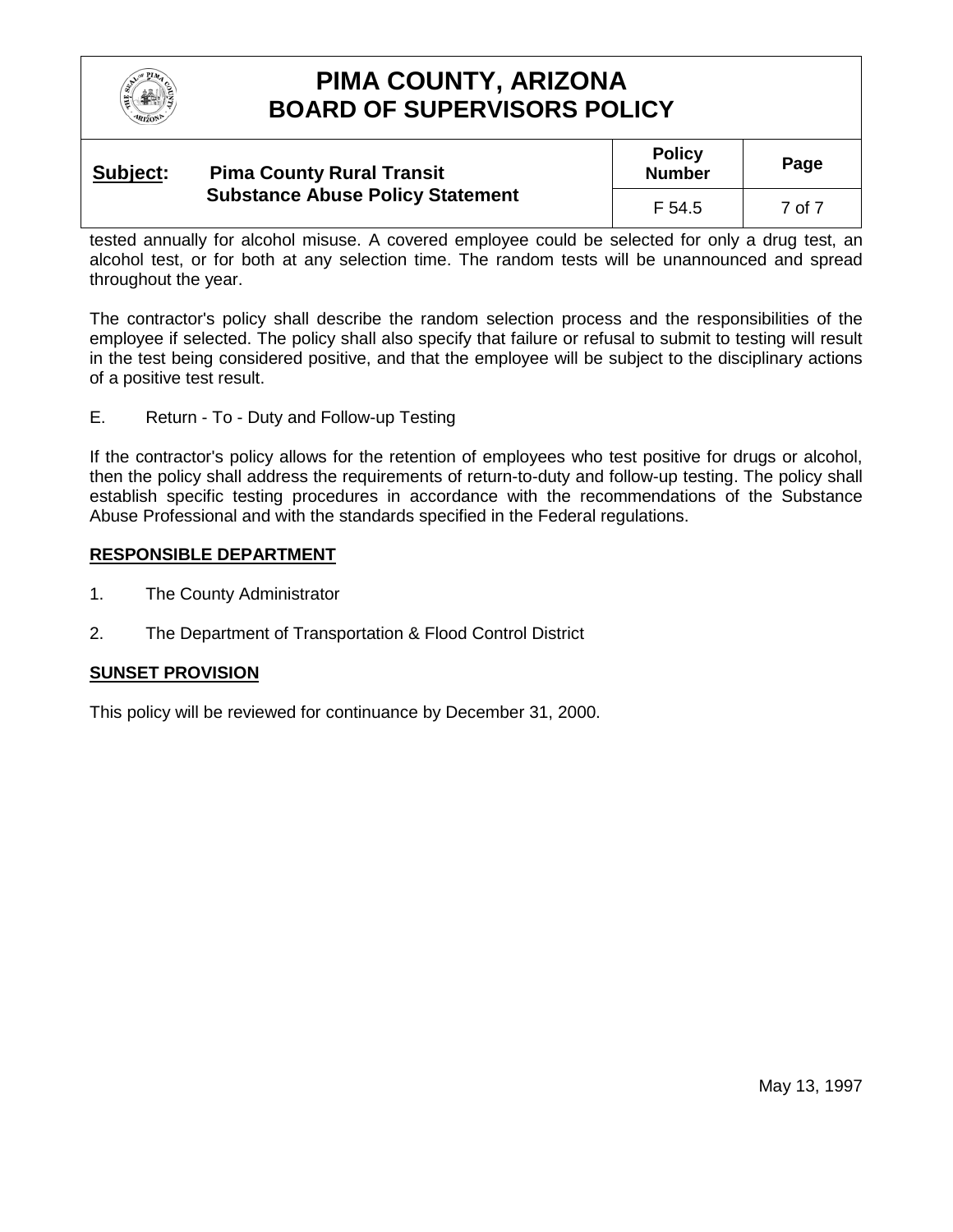tested annually for alcohol misuse. A covered employee could be selected for only a drug test, an alcohol test, or for both at any selection time. The random tests will be unannounced and spread throughout the year.

The contractor's policy shall describe the random selection process and the responsibilities of the employee if selected. The policy shall also specify that failure or refusal to submit to testing will result in the test being considered positive, and that the employee will be subject to the disciplinary actions of a positive test result.

E. Return - To - Duty and Follow-up Testing

If the contractor's policy allows for the retention of employees who test positive for drugs or alcohol, then the policy shall address the requirements of return-to-duty and follow-up testing. The policy shall establish specific testing procedures in accordance with the recommendations of the Substance Abuse Professional and with the standards specified in the Federal regulations.

## RESPONSIBLE DEPARTMENT

1. The County Administrator

2. The Department of Transportation & Flood Control District

## SUNSET PROVISION

This policy will be reviewed for continuance by December 31, 2000.

May 13, 1997